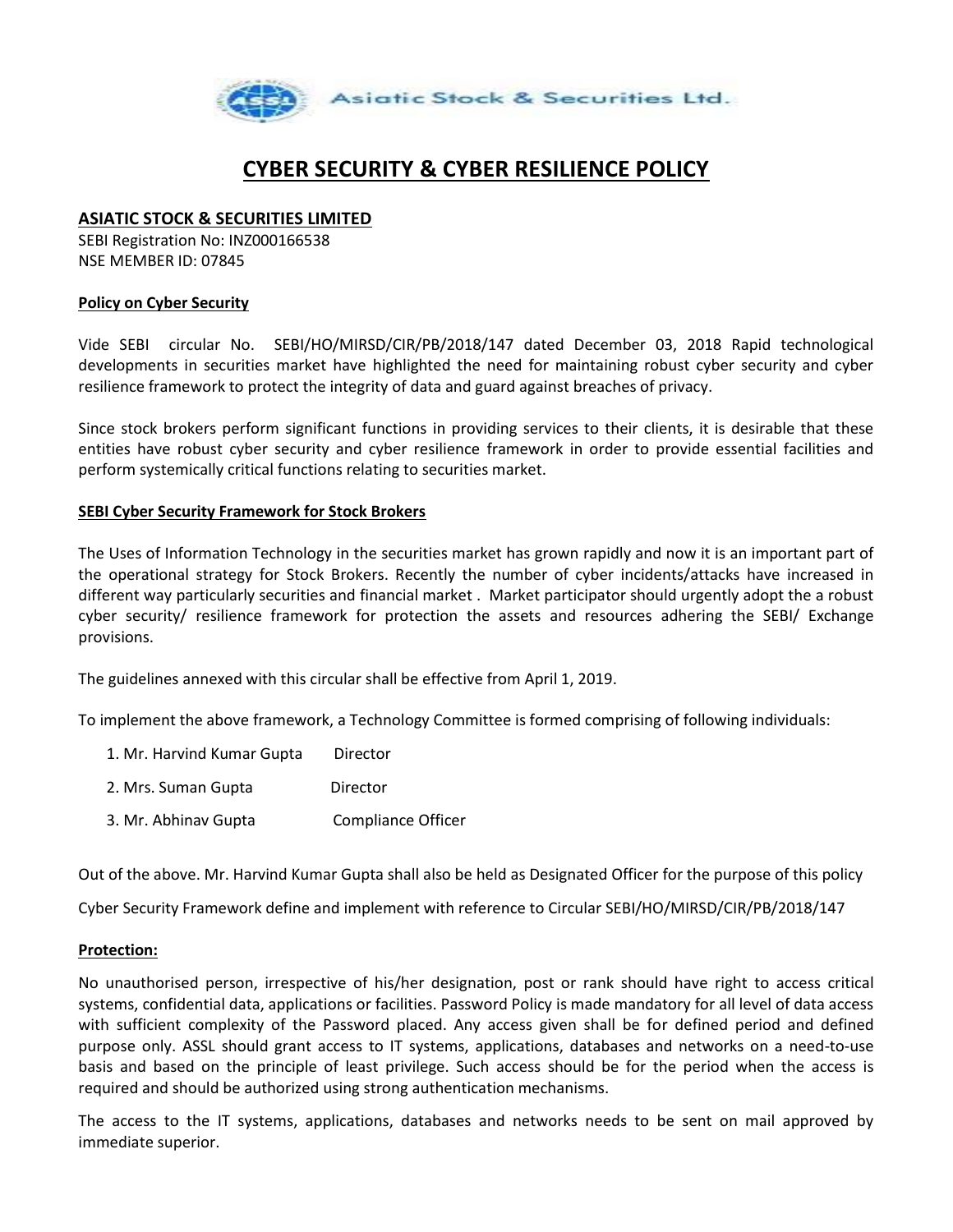Asiatic Stock & Securities Ltd.

# CYBER SECURITY & CYBER RESILIENCE POLICY

**ASIATIC STOCK & SECURITIES LIMITED**
SEBI Registration No: INZ000166538
NSE MEMBER ID: 07845

**Policy on Cyber Security**

Vide SEBI circular No. SEBI/HO/MIRSD/CIR/PB/2018/147 dated December 03, 2018 Rapid technological developments in securities market have highlighted the need for maintaining robust cyber security and cyber resilience framework to protect the integrity of data and guard against breaches of privacy.

Since stock brokers perform significant functions in providing services to their clients, it is desirable that these entities have robust cyber security and cyber resilience framework in order to provide essential facilities and perform systemically critical functions relating to securities market.

**SEBI Cyber Security Framework for Stock Brokers**

The Uses of Information Technology in the securities market has grown rapidly and now it is an important part of the operational strategy for Stock Brokers. Recently the number of cyber incidents/attacks have increased in different way particularly securities and financial market . Market participator should urgently adopt the a robust cyber security/ resilience framework for protection the assets and resources adhering the SEBI/ Exchange provisions.

The guidelines annexed with this circular shall be effective from April 1, 2019.

To implement the above framework, a Technology Committee is formed comprising of following individuals:

1. Mr. Harvind Kumar Gupta    Director
2. Mrs. Suman Gupta    Director
3. Mr. Abhinav Gupta    Compliance Officer

Out of the above. Mr. Harvind Kumar Gupta shall also be held as Designated Officer for the purpose of this policy

Cyber Security Framework define and implement with reference to Circular SEBI/HO/MIRSD/CIR/PB/2018/147

**Protection:**

No unauthorised person, irrespective of his/her designation, post or rank should have right to access critical systems, confidential data, applications or facilities. Password Policy is made mandatory for all level of data access with sufficient complexity of the Password placed. Any access given shall be for defined period and defined purpose only. ASSL should grant access to IT systems, applications, databases and networks on a need-to-use basis and based on the principle of least privilege. Such access should be for the period when the access is required and should be authorized using strong authentication mechanisms.

The access to the IT systems, applications, databases and networks needs to be sent on mail approved by immediate superior.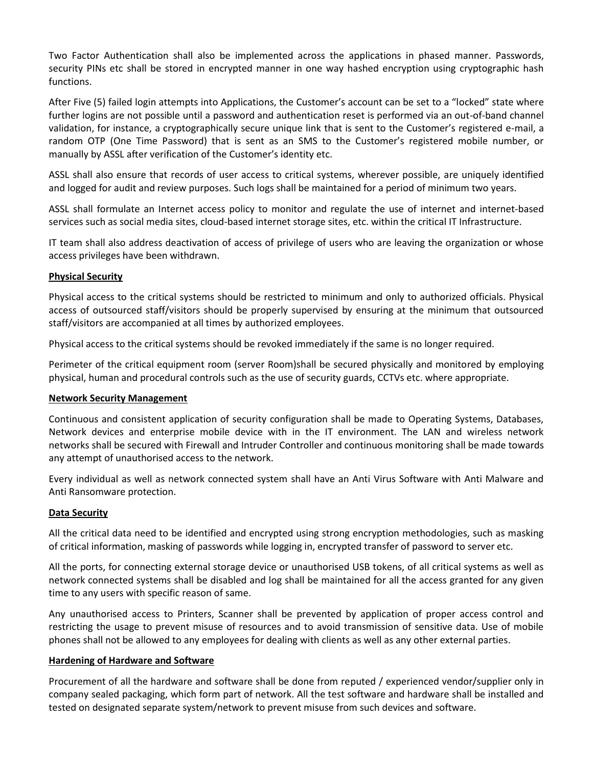Two Factor Authentication shall also be implemented across the applications in phased manner. Passwords, security PINs etc shall be stored in encrypted manner in one way hashed encryption using cryptographic hash functions.

After Five (5) failed login attempts into Applications, the Customer's account can be set to a "locked" state where further logins are not possible until a password and authentication reset is performed via an out-of-band channel validation, for instance, a cryptographically secure unique link that is sent to the Customer's registered e-mail, a random OTP (One Time Password) that is sent as an SMS to the Customer's registered mobile number, or manually by ASSL after verification of the Customer's identity etc.

ASSL shall also ensure that records of user access to critical systems, wherever possible, are uniquely identified and logged for audit and review purposes. Such logs shall be maintained for a period of minimum two years.

ASSL shall formulate an Internet access policy to monitor and regulate the use of internet and internet-based services such as social media sites, cloud-based internet storage sites, etc. within the critical IT Infrastructure.

IT team shall also address deactivation of access of privilege of users who are leaving the organization or whose access privileges have been withdrawn.

**Physical Security**

Physical access to the critical systems should be restricted to minimum and only to authorized officials. Physical access of outsourced staff/visitors should be properly supervised by ensuring at the minimum that outsourced staff/visitors are accompanied at all times by authorized employees.

Physical access to the critical systems should be revoked immediately if the same is no longer required.

Perimeter of the critical equipment room (server Room)shall be secured physically and monitored by employing physical, human and procedural controls such as the use of security guards, CCTVs etc. where appropriate.

**Network Security Management**

Continuous and consistent application of security configuration shall be made to Operating Systems, Databases, Network devices and enterprise mobile device with in the IT environment. The LAN and wireless network networks shall be secured with Firewall and Intruder Controller and continuous monitoring shall be made towards any attempt of unauthorised access to the network.

Every individual as well as network connected system shall have an Anti Virus Software with Anti Malware and Anti Ransomware protection.

**Data Security**

All the critical data need to be identified and encrypted using strong encryption methodologies, such as masking of critical information, masking of passwords while logging in, encrypted transfer of password to server etc.

All the ports, for connecting external storage device or unauthorised USB tokens, of all critical systems as well as network connected systems shall be disabled and log shall be maintained for all the access granted for any given time to any users with specific reason of same.

Any unauthorised access to Printers, Scanner shall be prevented by application of proper access control and restricting the usage to prevent misuse of resources and to avoid transmission of sensitive data. Use of mobile phones shall not be allowed to any employees for dealing with clients as well as any other external parties.

**Hardening of Hardware and Software**

Procurement of all the hardware and software shall be done from reputed / experienced vendor/supplier only in company sealed packaging, which form part of network. All the test software and hardware shall be installed and tested on designated separate system/network to prevent misuse from such devices and software.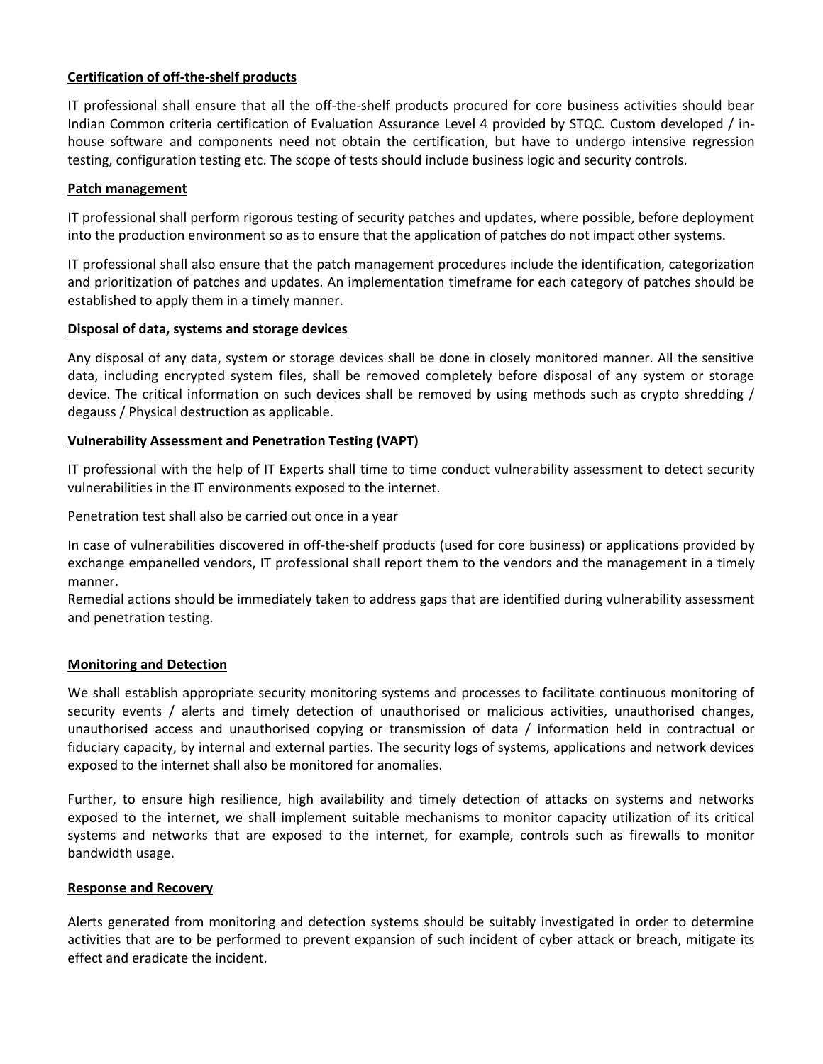**Certification of off-the-shelf products**

IT professional shall ensure that all the off-the-shelf products procured for core business activities should bear Indian Common criteria certification of Evaluation Assurance Level 4 provided by STQC. Custom developed / in-house software and components need not obtain the certification, but have to undergo intensive regression testing, configuration testing etc. The scope of tests should include business logic and security controls.

**Patch management**

IT professional shall perform rigorous testing of security patches and updates, where possible, before deployment into the production environment so as to ensure that the application of patches do not impact other systems.

IT professional shall also ensure that the patch management procedures include the identification, categorization and prioritization of patches and updates. An implementation timeframe for each category of patches should be established to apply them in a timely manner.

**Disposal of data, systems and storage devices**

Any disposal of any data, system or storage devices shall be done in closely monitored manner. All the sensitive data, including encrypted system files, shall be removed completely before disposal of any system or storage device. The critical information on such devices shall be removed by using methods such as crypto shredding / degauss / Physical destruction as applicable.

**Vulnerability Assessment and Penetration Testing (VAPT)**

IT professional with the help of IT Experts shall time to time conduct vulnerability assessment to detect security vulnerabilities in the IT environments exposed to the internet.

Penetration test shall also be carried out once in a year

In case of vulnerabilities discovered in off-the-shelf products (used for core business) or applications provided by exchange empanelled vendors, IT professional shall report them to the vendors and the management in a timely manner.
Remedial actions should be immediately taken to address gaps that are identified during vulnerability assessment and penetration testing.

**Monitoring and Detection**

We shall establish appropriate security monitoring systems and processes to facilitate continuous monitoring of security events / alerts and timely detection of unauthorised or malicious activities, unauthorised changes, unauthorised access and unauthorised copying or transmission of data / information held in contractual or fiduciary capacity, by internal and external parties. The security logs of systems, applications and network devices exposed to the internet shall also be monitored for anomalies.

Further, to ensure high resilience, high availability and timely detection of attacks on systems and networks exposed to the internet, we shall implement suitable mechanisms to monitor capacity utilization of its critical systems and networks that are exposed to the internet, for example, controls such as firewalls to monitor bandwidth usage.

**Response and Recovery**

Alerts generated from monitoring and detection systems should be suitably investigated in order to determine activities that are to be performed to prevent expansion of such incident of cyber attack or breach, mitigate its effect and eradicate the incident.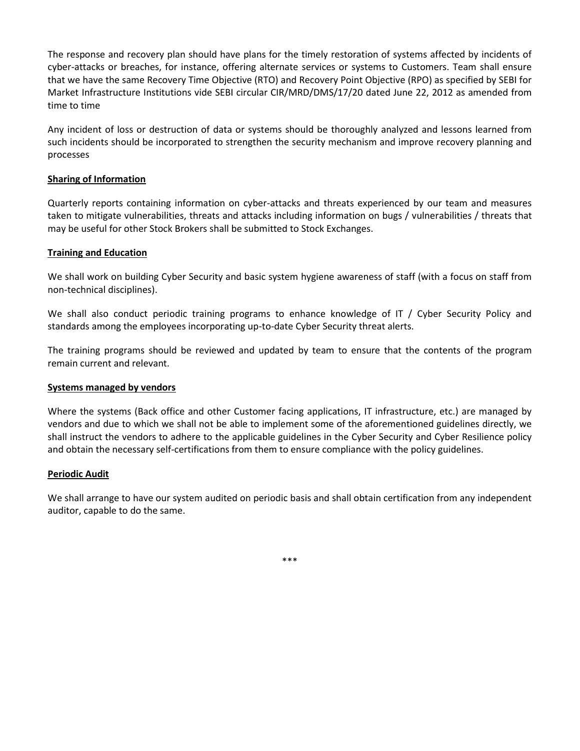The response and recovery plan should have plans for the timely restoration of systems affected by incidents of cyber-attacks or breaches, for instance, offering alternate services or systems to Customers. Team shall ensure that we have the same Recovery Time Objective (RTO) and Recovery Point Objective (RPO) as specified by SEBI for Market Infrastructure Institutions vide SEBI circular CIR/MRD/DMS/17/20 dated June 22, 2012 as amended from time to time

Any incident of loss or destruction of data or systems should be thoroughly analyzed and lessons learned from such incidents should be incorporated to strengthen the security mechanism and improve recovery planning and processes

**Sharing of Information**

Quarterly reports containing information on cyber-attacks and threats experienced by our team and measures taken to mitigate vulnerabilities, threats and attacks including information on bugs / vulnerabilities / threats that may be useful for other Stock Brokers shall be submitted to Stock Exchanges.

**Training and Education**

We shall work on building Cyber Security and basic system hygiene awareness of staff (with a focus on staff from non-technical disciplines).

We shall also conduct periodic training programs to enhance knowledge of IT / Cyber Security Policy and standards among the employees incorporating up-to-date Cyber Security threat alerts.

The training programs should be reviewed and updated by team to ensure that the contents of the program remain current and relevant.

**Systems managed by vendors**

Where the systems (Back office and other Customer facing applications, IT infrastructure, etc.) are managed by vendors and due to which we shall not be able to implement some of the aforementioned guidelines directly, we shall instruct the vendors to adhere to the applicable guidelines in the Cyber Security and Cyber Resilience policy and obtain the necessary self-certifications from them to ensure compliance with the policy guidelines.

**Periodic Audit**

We shall arrange to have our system audited on periodic basis and shall obtain certification from any independent auditor, capable to do the same.

***